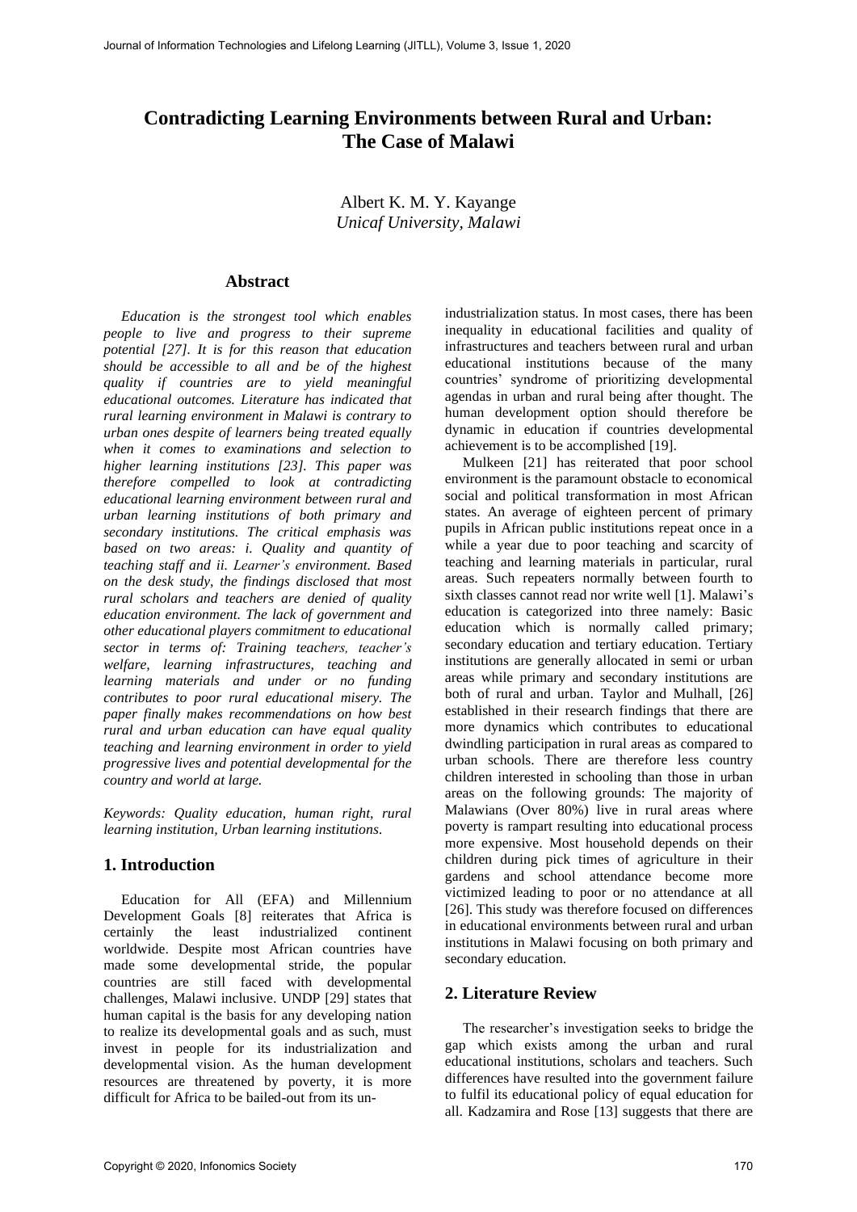# Contradicting Learning Environments between Rural and Urban: The Case of Malawi

Albert K. M. Y. Kayange
*Unicaf University, Malawi*

## Abstract

*Education is the strongest tool which enables people to live and progress to their supreme potential [27]. It is for this reason that education should be accessible to all and be of the highest quality if countries are to yield meaningful educational outcomes. Literature has indicated that rural learning environment in Malawi is contrary to urban ones despite of learners being treated equally when it comes to examinations and selection to higher learning institutions [23]. This paper was therefore compelled to look at contradicting educational learning environment between rural and urban learning institutions of both primary and secondary institutions. The critical emphasis was based on two areas: i. Quality and quantity of teaching staff and ii. Learner's environment. Based on the desk study, the findings disclosed that most rural scholars and teachers are denied of quality education environment. The lack of government and other educational players commitment to educational sector in terms of: Training teachers, teacher's welfare, learning infrastructures, teaching and learning materials and under or no funding contributes to poor rural educational misery. The paper finally makes recommendations on how best rural and urban education can have equal quality teaching and learning environment in order to yield progressive lives and potential developmental for the country and world at large.*

*Keywords: Quality education, human right, rural learning institution, Urban learning institutions.*

## 1. Introduction

Education for All (EFA) and Millennium Development Goals [8] reiterates that Africa is certainly the least industrialized continent worldwide. Despite most African countries have made some developmental stride, the popular countries are still faced with developmental challenges, Malawi inclusive. UNDP [29] states that human capital is the basis for any developing nation to realize its developmental goals and as such, must invest in people for its industrialization and developmental vision. As the human development resources are threatened by poverty, it is more difficult for Africa to be bailed-out from its un-industrialization status. In most cases, there has been inequality in educational facilities and quality of infrastructures and teachers between rural and urban educational institutions because of the many countries' syndrome of prioritizing developmental agendas in urban and rural being after thought. The human development option should therefore be dynamic in education if countries developmental achievement is to be accomplished [19].

Mulkeen [21] has reiterated that poor school environment is the paramount obstacle to economical social and political transformation in most African states. An average of eighteen percent of primary pupils in African public institutions repeat once in a while a year due to poor teaching and scarcity of teaching and learning materials in particular, rural areas. Such repeaters normally between fourth to sixth classes cannot read nor write well [1]. Malawi's education is categorized into three namely: Basic education which is normally called primary; secondary education and tertiary education. Tertiary institutions are generally allocated in semi or urban areas while primary and secondary institutions are both of rural and urban. Taylor and Mulhall, [26] established in their research findings that there are more dynamics which contributes to educational dwindling participation in rural areas as compared to urban schools. There are therefore less country children interested in schooling than those in urban areas on the following grounds: The majority of Malawians (Over 80%) live in rural areas where poverty is rampart resulting into educational process more expensive. Most household depends on their children during pick times of agriculture in their gardens and school attendance become more victimized leading to poor or no attendance at all [26]. This study was therefore focused on differences in educational environments between rural and urban institutions in Malawi focusing on both primary and secondary education.

## 2. Literature Review

The researcher's investigation seeks to bridge the gap which exists among the urban and rural educational institutions, scholars and teachers. Such differences have resulted into the government failure to fulfil its educational policy of equal education for all. Kadzamira and Rose [13] suggests that there are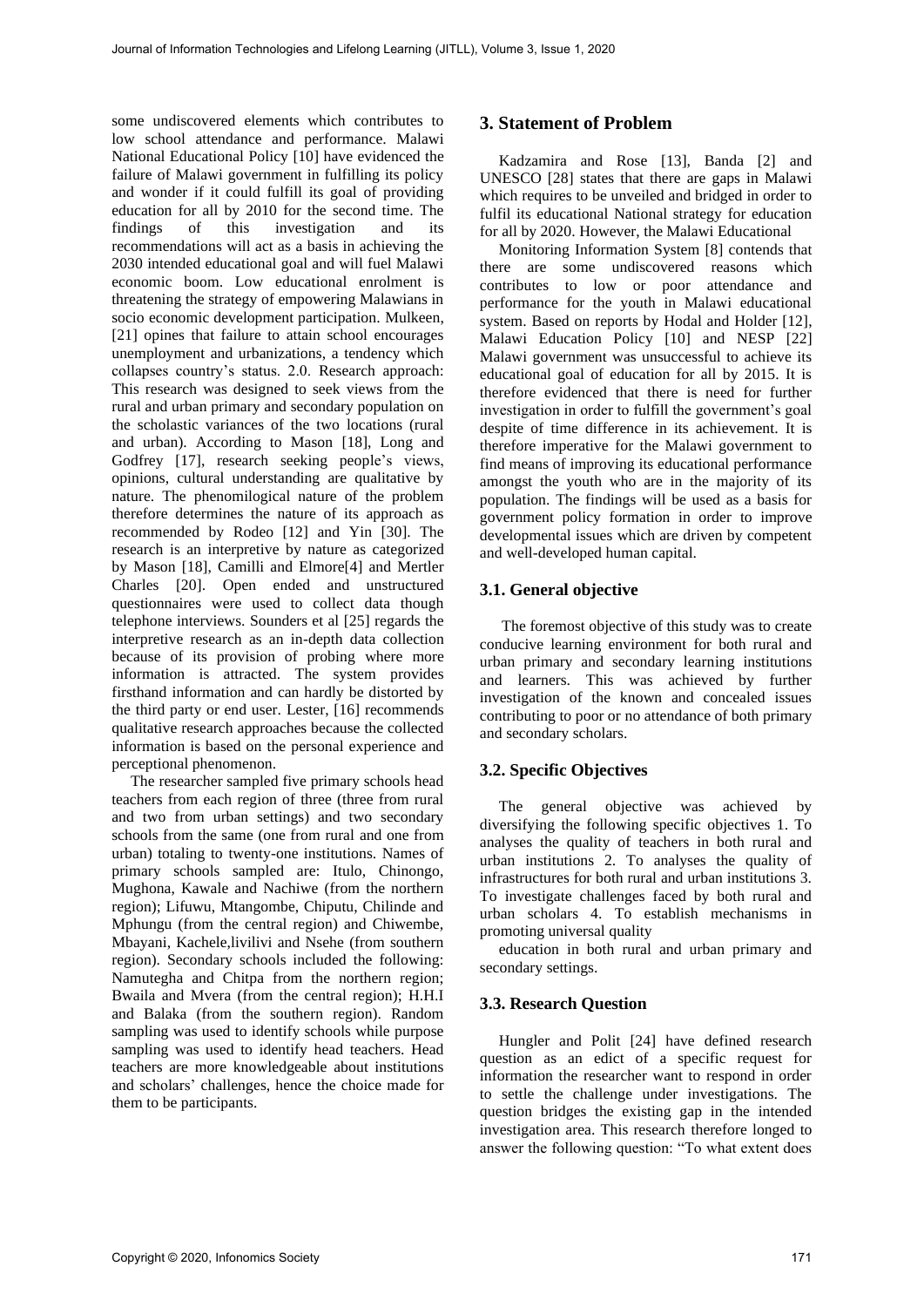some undiscovered elements which contributes to low school attendance and performance. Malawi National Educational Policy [10] have evidenced the failure of Malawi government in fulfilling its policy and wonder if it could fulfill its goal of providing education for all by 2010 for the second time. The findings of this investigation and its recommendations will act as a basis in achieving the 2030 intended educational goal and will fuel Malawi economic boom. Low educational enrolment is threatening the strategy of empowering Malawians in socio economic development participation. Mulkeen, [21] opines that failure to attain school encourages unemployment and urbanizations, a tendency which collapses country's status. 2.0. Research approach: This research was designed to seek views from the rural and urban primary and secondary population on the scholastic variances of the two locations (rural and urban). According to Mason [18], Long and Godfrey [17], research seeking people's views, opinions, cultural understanding are qualitative by nature. The phenomilogical nature of the problem therefore determines the nature of its approach as recommended by Rodeo [12] and Yin [30]. The research is an interpretive by nature as categorized by Mason [18], Camilli and Elmore[4] and Mertler Charles [20]. Open ended and unstructured questionnaires were used to collect data though telephone interviews. Sounders et al [25] regards the interpretive research as an in-depth data collection because of its provision of probing where more information is attracted. The system provides firsthand information and can hardly be distorted by the third party or end user. Lester, [16] recommends qualitative research approaches because the collected information is based on the personal experience and perceptional phenomenon.

The researcher sampled five primary schools head teachers from each region of three (three from rural and two from urban settings) and two secondary schools from the same (one from rural and one from urban) totaling to twenty-one institutions. Names of primary schools sampled are: Itulo, Chinongo, Mughona, Kawale and Nachiwe (from the northern region); Lifuwu, Mtangombe, Chiputu, Chilinde and Mphungu (from the central region) and Chiwembe, Mbayani, Kachele,livilivi and Nsehe (from southern region). Secondary schools included the following: Namutegha and Chitpa from the northern region; Bwaila and Mvera (from the central region); H.H.I and Balaka (from the southern region). Random sampling was used to identify schools while purpose sampling was used to identify head teachers. Head teachers are more knowledgeable about institutions and scholars' challenges, hence the choice made for them to be participants.

## 3. Statement of Problem

Kadzamira and Rose [13], Banda [2] and UNESCO [28] states that there are gaps in Malawi which requires to be unveiled and bridged in order to fulfil its educational National strategy for education for all by 2020. However, the Malawi Educational

Monitoring Information System [8] contends that there are some undiscovered reasons which contributes to low or poor attendance and performance for the youth in Malawi educational system. Based on reports by Hodal and Holder [12], Malawi Education Policy [10] and NESP [22] Malawi government was unsuccessful to achieve its educational goal of education for all by 2015. It is therefore evidenced that there is need for further investigation in order to fulfill the government's goal despite of time difference in its achievement. It is therefore imperative for the Malawi government to find means of improving its educational performance amongst the youth who are in the majority of its population. The findings will be used as a basis for government policy formation in order to improve developmental issues which are driven by competent and well-developed human capital.

### 3.1. General objective

The foremost objective of this study was to create conducive learning environment for both rural and urban primary and secondary learning institutions and learners. This was achieved by further investigation of the known and concealed issues contributing to poor or no attendance of both primary and secondary scholars.

### 3.2. Specific Objectives

The general objective was achieved by diversifying the following specific objectives 1. To analyses the quality of teachers in both rural and urban institutions 2. To analyses the quality of infrastructures for both rural and urban institutions 3. To investigate challenges faced by both rural and urban scholars 4. To establish mechanisms in promoting universal quality

education in both rural and urban primary and secondary settings.

### 3.3. Research Question

Hungler and Polit [24] have defined research question as an edict of a specific request for information the researcher want to respond in order to settle the challenge under investigations. The question bridges the existing gap in the intended investigation area. This research therefore longed to answer the following question: "To what extent does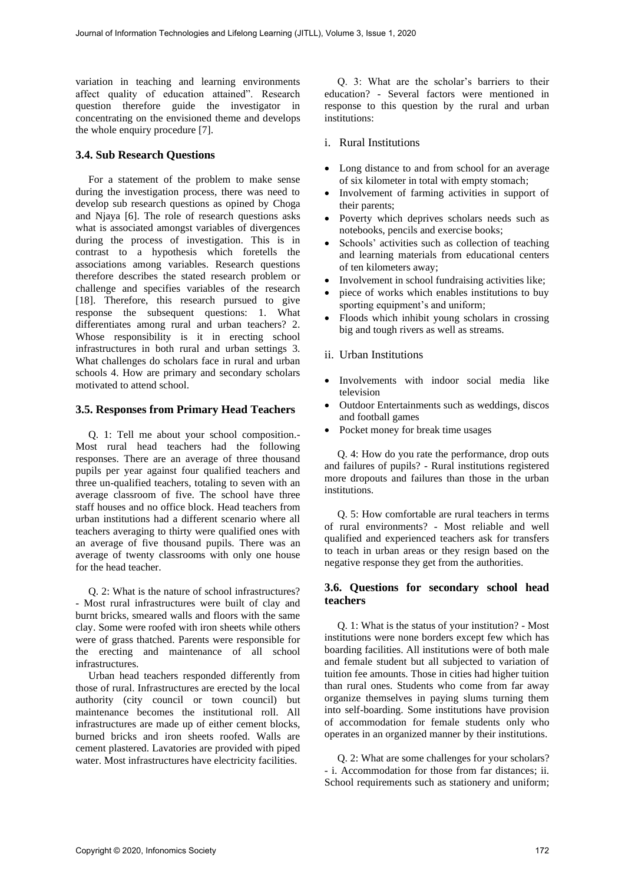variation in teaching and learning environments affect quality of education attained". Research question therefore guide the investigator in concentrating on the envisioned theme and develops the whole enquiry procedure [7].

### 3.4. Sub Research Questions

For a statement of the problem to make sense during the investigation process, there was need to develop sub research questions as opined by Choga and Njaya [6]. The role of research questions asks what is associated amongst variables of divergences during the process of investigation. This is in contrast to a hypothesis which foretells the associations among variables. Research questions therefore describes the stated research problem or challenge and specifies variables of the research [18]. Therefore, this research pursued to give response the subsequent questions: 1. What differentiates among rural and urban teachers? 2. Whose responsibility is it in erecting school infrastructures in both rural and urban settings 3. What challenges do scholars face in rural and urban schools 4. How are primary and secondary scholars motivated to attend school.

### 3.5. Responses from Primary Head Teachers

Q. 1: Tell me about your school composition.- Most rural head teachers had the following responses. There are an average of three thousand pupils per year against four qualified teachers and three un-qualified teachers, totaling to seven with an average classroom of five. The school have three staff houses and no office block. Head teachers from urban institutions had a different scenario where all teachers averaging to thirty were qualified ones with an average of five thousand pupils. There was an average of twenty classrooms with only one house for the head teacher.

Q. 2: What is the nature of school infrastructures? - Most rural infrastructures were built of clay and burnt bricks, smeared walls and floors with the same clay. Some were roofed with iron sheets while others were of grass thatched. Parents were responsible for the erecting and maintenance of all school infrastructures.

Urban head teachers responded differently from those of rural. Infrastructures are erected by the local authority (city council or town council) but maintenance becomes the institutional roll. All infrastructures are made up of either cement blocks, burned bricks and iron sheets roofed. Walls are cement plastered. Lavatories are provided with piped water. Most infrastructures have electricity facilities.

Q. 3: What are the scholar's barriers to their education? - Several factors were mentioned in response to this question by the rural and urban institutions:

i. Rural Institutions

- Long distance to and from school for an average of six kilometer in total with empty stomach;
- Involvement of farming activities in support of their parents;
- Poverty which deprives scholars needs such as notebooks, pencils and exercise books;
- Schools' activities such as collection of teaching and learning materials from educational centers of ten kilometers away;
- Involvement in school fundraising activities like;
- piece of works which enables institutions to buy sporting equipment's and uniform;
- Floods which inhibit young scholars in crossing big and tough rivers as well as streams.

ii. Urban Institutions

- Involvements with indoor social media like television
- Outdoor Entertainments such as weddings, discos and football games
- Pocket money for break time usages

Q. 4: How do you rate the performance, drop outs and failures of pupils? - Rural institutions registered more dropouts and failures than those in the urban institutions.

Q. 5: How comfortable are rural teachers in terms of rural environments? - Most reliable and well qualified and experienced teachers ask for transfers to teach in urban areas or they resign based on the negative response they get from the authorities.

### 3.6. Questions for secondary school head teachers

Q. 1: What is the status of your institution? - Most institutions were none borders except few which has boarding facilities. All institutions were of both male and female student but all subjected to variation of tuition fee amounts. Those in cities had higher tuition than rural ones. Students who come from far away organize themselves in paying slums turning them into self-boarding. Some institutions have provision of accommodation for female students only who operates in an organized manner by their institutions.

Q. 2: What are some challenges for your scholars? - i. Accommodation for those from far distances; ii. School requirements such as stationery and uniform;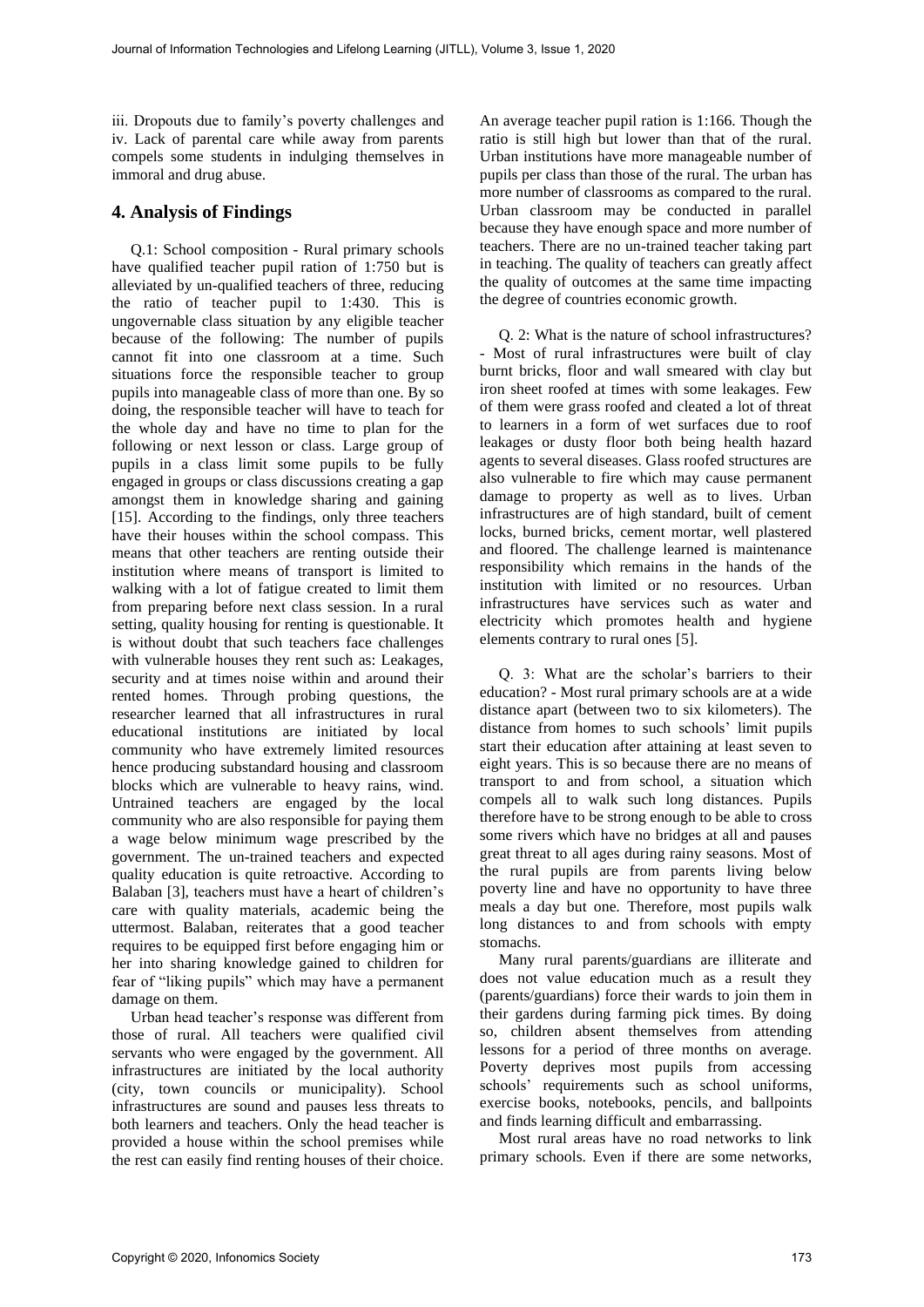iii. Dropouts due to family's poverty challenges and
iv. Lack of parental care while away from parents compels some students in indulging themselves in immoral and drug abuse.

## 4. Analysis of Findings

Q.1: School composition - Rural primary schools have qualified teacher pupil ration of 1:750 but is alleviated by un-qualified teachers of three, reducing the ratio of teacher pupil to 1:430. This is ungovernable class situation by any eligible teacher because of the following: The number of pupils cannot fit into one classroom at a time. Such situations force the responsible teacher to group pupils into manageable class of more than one. By so doing, the responsible teacher will have to teach for the whole day and have no time to plan for the following or next lesson or class. Large group of pupils in a class limit some pupils to be fully engaged in groups or class discussions creating a gap amongst them in knowledge sharing and gaining [15]. According to the findings, only three teachers have their houses within the school compass. This means that other teachers are renting outside their institution where means of transport is limited to walking with a lot of fatigue created to limit them from preparing before next class session. In a rural setting, quality housing for renting is questionable. It is without doubt that such teachers face challenges with vulnerable houses they rent such as: Leakages, security and at times noise within and around their rented homes. Through probing questions, the researcher learned that all infrastructures in rural educational institutions are initiated by local community who have extremely limited resources hence producing substandard housing and classroom blocks which are vulnerable to heavy rains, wind. Untrained teachers are engaged by the local community who are also responsible for paying them a wage below minimum wage prescribed by the government. The un-trained teachers and expected quality education is quite retroactive. According to Balaban [3], teachers must have a heart of children's care with quality materials, academic being the uttermost. Balaban, reiterates that a good teacher requires to be equipped first before engaging him or her into sharing knowledge gained to children for fear of "liking pupils" which may have a permanent damage on them.

Urban head teacher's response was different from those of rural. All teachers were qualified civil servants who were engaged by the government. All infrastructures are initiated by the local authority (city, town councils or municipality). School infrastructures are sound and pauses less threats to both learners and teachers. Only the head teacher is provided a house within the school premises while the rest can easily find renting houses of their choice. An average teacher pupil ration is 1:166. Though the ratio is still high but lower than that of the rural. Urban institutions have more manageable number of pupils per class than those of the rural. The urban has more number of classrooms as compared to the rural. Urban classroom may be conducted in parallel because they have enough space and more number of teachers. There are no un-trained teacher taking part in teaching. The quality of teachers can greatly affect the quality of outcomes at the same time impacting the degree of countries economic growth.

Q. 2: What is the nature of school infrastructures? - Most of rural infrastructures were built of clay burnt bricks, floor and wall smeared with clay but iron sheet roofed at times with some leakages. Few of them were grass roofed and cleated a lot of threat to learners in a form of wet surfaces due to roof leakages or dusty floor both being health hazard agents to several diseases. Glass roofed structures are also vulnerable to fire which may cause permanent damage to property as well as to lives. Urban infrastructures are of high standard, built of cement locks, burned bricks, cement mortar, well plastered and floored. The challenge learned is maintenance responsibility which remains in the hands of the institution with limited or no resources. Urban infrastructures have services such as water and electricity which promotes health and hygiene elements contrary to rural ones [5].

Q. 3: What are the scholar's barriers to their education? - Most rural primary schools are at a wide distance apart (between two to six kilometers). The distance from homes to such schools' limit pupils start their education after attaining at least seven to eight years. This is so because there are no means of transport to and from school, a situation which compels all to walk such long distances. Pupils therefore have to be strong enough to be able to cross some rivers which have no bridges at all and pauses great threat to all ages during rainy seasons. Most of the rural pupils are from parents living below poverty line and have no opportunity to have three meals a day but one. Therefore, most pupils walk long distances to and from schools with empty stomachs.

Many rural parents/guardians are illiterate and does not value education much as a result they (parents/guardians) force their wards to join them in their gardens during farming pick times. By doing so, children absent themselves from attending lessons for a period of three months on average. Poverty deprives most pupils from accessing schools' requirements such as school uniforms, exercise books, notebooks, pencils, and ballpoints and finds learning difficult and embarrassing.

Most rural areas have no road networks to link primary schools. Even if there are some networks,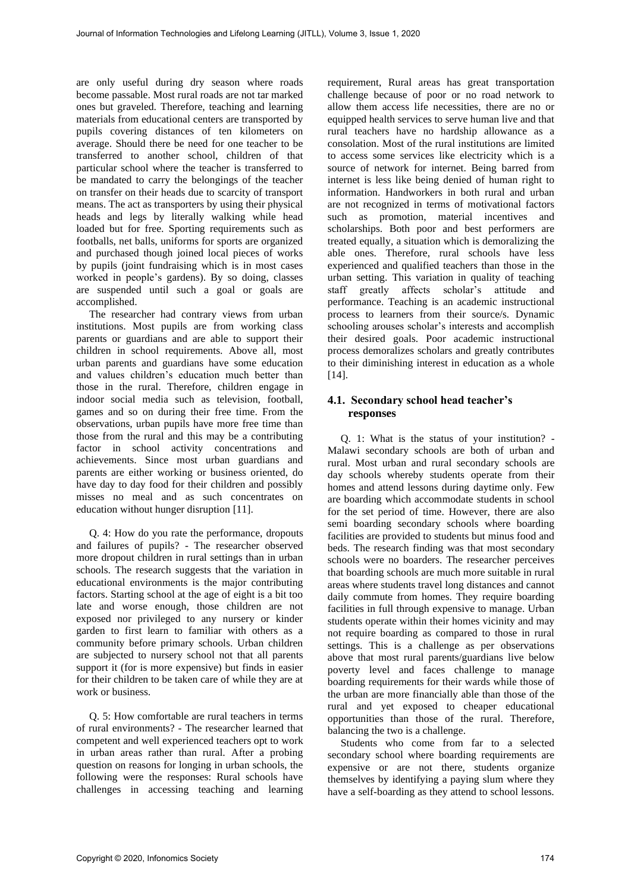are only useful during dry season where roads become passable. Most rural roads are not tar marked ones but graveled. Therefore, teaching and learning materials from educational centers are transported by pupils covering distances of ten kilometers on average. Should there be need for one teacher to be transferred to another school, children of that particular school where the teacher is transferred to be mandated to carry the belongings of the teacher on transfer on their heads due to scarcity of transport means. The act as transporters by using their physical heads and legs by literally walking while head loaded but for free. Sporting requirements such as footballs, net balls, uniforms for sports are organized and purchased though joined local pieces of works by pupils (joint fundraising which is in most cases worked in people's gardens). By so doing, classes are suspended until such a goal or goals are accomplished.

The researcher had contrary views from urban institutions. Most pupils are from working class parents or guardians and are able to support their children in school requirements. Above all, most urban parents and guardians have some education and values children's education much better than those in the rural. Therefore, children engage in indoor social media such as television, football, games and so on during their free time. From the observations, urban pupils have more free time than those from the rural and this may be a contributing factor in school activity concentrations and achievements. Since most urban guardians and parents are either working or business oriented, do have day to day food for their children and possibly misses no meal and as such concentrates on education without hunger disruption [11].

Q. 4: How do you rate the performance, dropouts and failures of pupils? - The researcher observed more dropout children in rural settings than in urban schools. The research suggests that the variation in educational environments is the major contributing factors. Starting school at the age of eight is a bit too late and worse enough, those children are not exposed nor privileged to any nursery or kinder garden to first learn to familiar with others as a community before primary schools. Urban children are subjected to nursery school not that all parents support it (for is more expensive) but finds in easier for their children to be taken care of while they are at work or business.

Q. 5: How comfortable are rural teachers in terms of rural environments? - The researcher learned that competent and well experienced teachers opt to work in urban areas rather than rural. After a probing question on reasons for longing in urban schools, the following were the responses: Rural schools have challenges in accessing teaching and learning requirement, Rural areas has great transportation challenge because of poor or no road network to allow them access life necessities, there are no or equipped health services to serve human live and that rural teachers have no hardship allowance as a consolation. Most of the rural institutions are limited to access some services like electricity which is a source of network for internet. Being barred from internet is less like being denied of human right to information. Handworkers in both rural and urban are not recognized in terms of motivational factors such as promotion, material incentives and scholarships. Both poor and best performers are treated equally, a situation which is demoralizing the able ones. Therefore, rural schools have less experienced and qualified teachers than those in the urban setting. This variation in quality of teaching staff greatly affects scholar's attitude and performance. Teaching is an academic instructional process to learners from their source/s. Dynamic schooling arouses scholar's interests and accomplish their desired goals. Poor academic instructional process demoralizes scholars and greatly contributes to their diminishing interest in education as a whole [14].

### 4.1. Secondary school head teacher's responses

Q. 1: What is the status of your institution? - Malawi secondary schools are both of urban and rural. Most urban and rural secondary schools are day schools whereby students operate from their homes and attend lessons during daytime only. Few are boarding which accommodate students in school for the set period of time. However, there are also semi boarding secondary schools where boarding facilities are provided to students but minus food and beds. The research finding was that most secondary schools were no boarders. The researcher perceives that boarding schools are much more suitable in rural areas where students travel long distances and cannot daily commute from homes. They require boarding facilities in full through expensive to manage. Urban students operate within their homes vicinity and may not require boarding as compared to those in rural settings. This is a challenge as per observations above that most rural parents/guardians live below poverty level and faces challenge to manage boarding requirements for their wards while those of the urban are more financially able than those of the rural and yet exposed to cheaper educational opportunities than those of the rural. Therefore, balancing the two is a challenge.

Students who come from far to a selected secondary school where boarding requirements are expensive or are not there, students organize themselves by identifying a paying slum where they have a self-boarding as they attend to school lessons.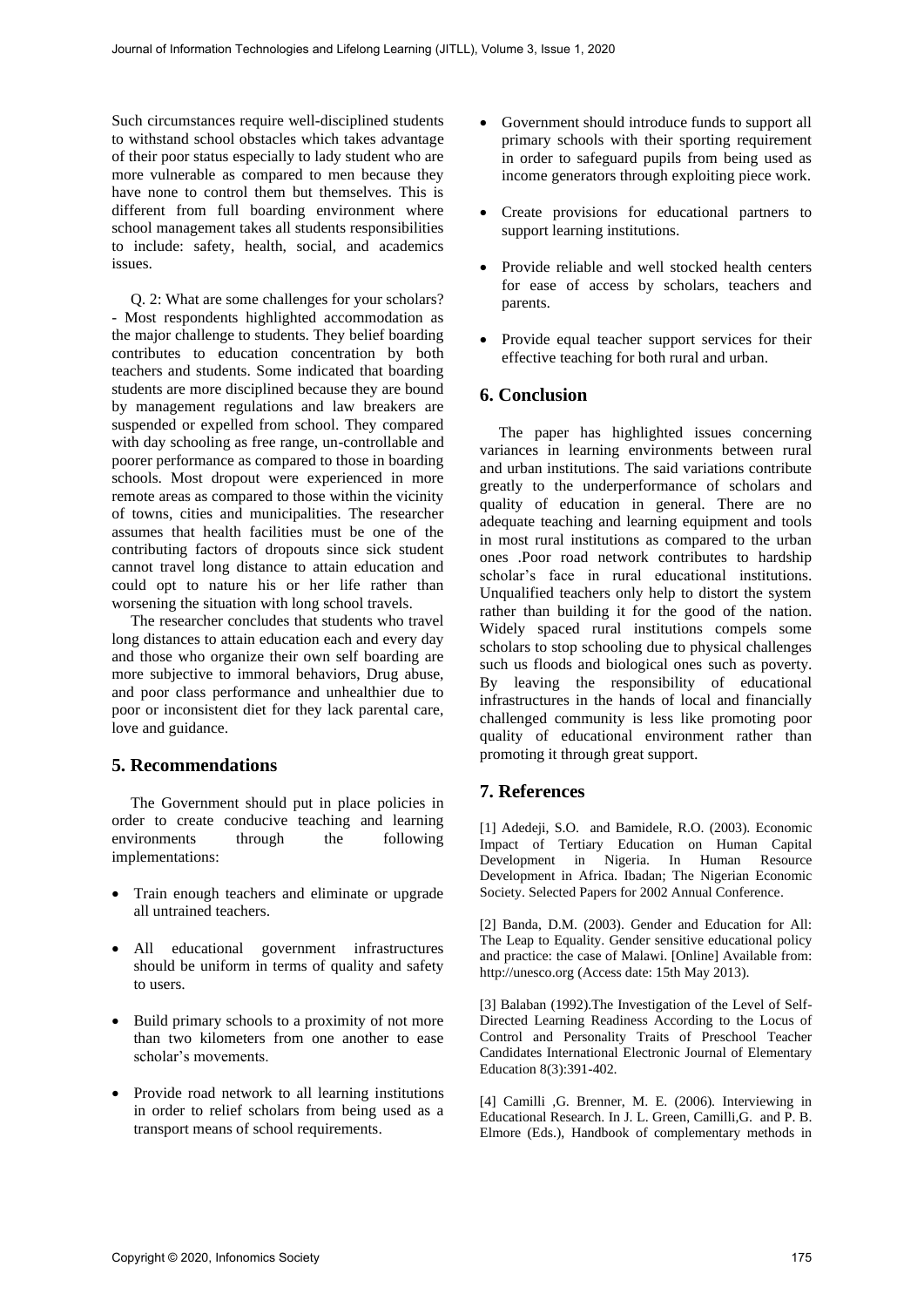Such circumstances require well-disciplined students to withstand school obstacles which takes advantage of their poor status especially to lady student who are more vulnerable as compared to men because they have none to control them but themselves. This is different from full boarding environment where school management takes all students responsibilities to include: safety, health, social, and academics issues.

Q. 2: What are some challenges for your scholars? - Most respondents highlighted accommodation as the major challenge to students. They belief boarding contributes to education concentration by both teachers and students. Some indicated that boarding students are more disciplined because they are bound by management regulations and law breakers are suspended or expelled from school. They compared with day schooling as free range, un-controllable and poorer performance as compared to those in boarding schools. Most dropout were experienced in more remote areas as compared to those within the vicinity of towns, cities and municipalities. The researcher assumes that health facilities must be one of the contributing factors of dropouts since sick student cannot travel long distance to attain education and could opt to nature his or her life rather than worsening the situation with long school travels.

The researcher concludes that students who travel long distances to attain education each and every day and those who organize their own self boarding are more subjective to immoral behaviors, Drug abuse, and poor class performance and unhealthier due to poor or inconsistent diet for they lack parental care, love and guidance.

## 5. Recommendations

The Government should put in place policies in order to create conducive teaching and learning environments through the following implementations:

- Train enough teachers and eliminate or upgrade all untrained teachers.
- All educational government infrastructures should be uniform in terms of quality and safety to users.
- Build primary schools to a proximity of not more than two kilometers from one another to ease scholar's movements.
- Provide road network to all learning institutions in order to relief scholars from being used as a transport means of school requirements.
- Government should introduce funds to support all primary schools with their sporting requirement in order to safeguard pupils from being used as income generators through exploiting piece work.
- Create provisions for educational partners to support learning institutions.
- Provide reliable and well stocked health centers for ease of access by scholars, teachers and parents.
- Provide equal teacher support services for their effective teaching for both rural and urban.

## 6. Conclusion

The paper has highlighted issues concerning variances in learning environments between rural and urban institutions. The said variations contribute greatly to the underperformance of scholars and quality of education in general. There are no adequate teaching and learning equipment and tools in most rural institutions as compared to the urban ones .Poor road network contributes to hardship scholar's face in rural educational institutions. Unqualified teachers only help to distort the system rather than building it for the good of the nation. Widely spaced rural institutions compels some scholars to stop schooling due to physical challenges such us floods and biological ones such as poverty. By leaving the responsibility of educational infrastructures in the hands of local and financially challenged community is less like promoting poor quality of educational environment rather than promoting it through great support.

## 7. References

[1] Adedeji, S.O. and Bamidele, R.O. (2003). Economic Impact of Tertiary Education on Human Capital Development in Nigeria. In Human Resource Development in Africa. Ibadan; The Nigerian Economic Society. Selected Papers for 2002 Annual Conference.

[2] Banda, D.M. (2003). Gender and Education for All: The Leap to Equality. Gender sensitive educational policy and practice: the case of Malawi. [Online] Available from: http://unesco.org (Access date: 15th May 2013).

[3] Balaban (1992).The Investigation of the Level of Self-Directed Learning Readiness According to the Locus of Control and Personality Traits of Preschool Teacher Candidates International Electronic Journal of Elementary Education 8(3):391-402.

[4] Camilli ,G. Brenner, M. E. (2006). Interviewing in Educational Research. In J. L. Green, Camilli,G. and P. B. Elmore (Eds.), Handbook of complementary methods in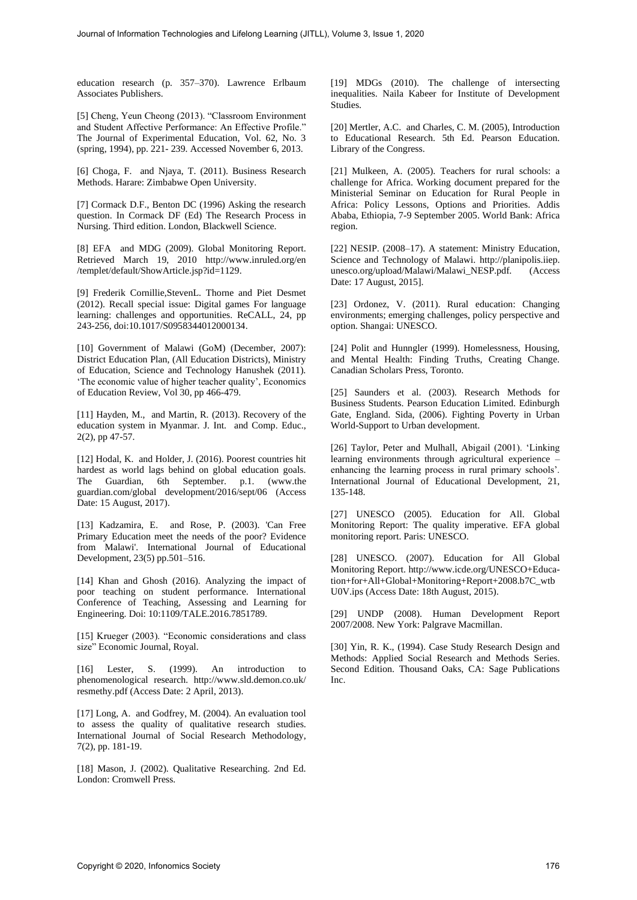education research (p. 357–370). Lawrence Erlbaum Associates Publishers.

[5] Cheng, Yeun Cheong (2013). "Classroom Environment and Student Affective Performance: An Effective Profile." The Journal of Experimental Education, Vol. 62, No. 3 (spring, 1994), pp. 221- 239. Accessed November 6, 2013.

[6] Choga, F. and Njaya, T. (2011). Business Research Methods. Harare: Zimbabwe Open University.

[7] Cormack D.F., Benton DC (1996) Asking the research question. In Cormack DF (Ed) The Research Process in Nursing. Third edition. London, Blackwell Science.

[8] EFA and MDG (2009). Global Monitoring Report. Retrieved March 19, 2010 http://www.inruled.org/en /templet/default/ShowArticle.jsp?id=1129.

[9] Frederik Cornillie,StevenL. Thorne and Piet Desmet (2012). Recall special issue: Digital games For language learning: challenges and opportunities. ReCALL, 24, pp 243-256, doi:10.1017/S0958344012000134.

[10] Government of Malawi (GoM) (December, 2007): District Education Plan, (All Education Districts), Ministry of Education, Science and Technology Hanushek (2011). 'The economic value of higher teacher quality', Economics of Education Review, Vol 30, pp 466-479.

[11] Hayden, M., and Martin, R. (2013). Recovery of the education system in Myanmar. J. Int. and Comp. Educ., 2(2), pp 47-57.

[12] Hodal, K. and Holder, J. (2016). Poorest countries hit hardest as world lags behind on global education goals. The Guardian, 6th September. p.1. (www.the guardian.com/global development/2016/sept/06 (Access Date: 15 August, 2017).

[13] Kadzamira, E. and Rose, P. (2003). 'Can Free Primary Education meet the needs of the poor? Evidence from Malawi'. International Journal of Educational Development, 23(5) pp.501–516.

[14] Khan and Ghosh (2016). Analyzing the impact of poor teaching on student performance. International Conference of Teaching, Assessing and Learning for Engineering. Doi: 10:1109/TALE.2016.7851789.

[15] Krueger (2003). "Economic considerations and class size" Economic Journal, Royal.

[16] Lester, S. (1999). An introduction to phenomenological research. http://www.sld.demon.co.uk/ resmethy.pdf (Access Date: 2 April, 2013).

[17] Long, A. and Godfrey, M. (2004). An evaluation tool to assess the quality of qualitative research studies. International Journal of Social Research Methodology, 7(2), pp. 181-19.

[18] Mason, J. (2002). Qualitative Researching. 2nd Ed. London: Cromwell Press.

[19] MDGs (2010). The challenge of intersecting inequalities. Naila Kabeer for Institute of Development Studies.

[20] Mertler, A.C. and Charles, C. M. (2005), Introduction to Educational Research. 5th Ed. Pearson Education. Library of the Congress.

[21] Mulkeen, A. (2005). Teachers for rural schools: a challenge for Africa. Working document prepared for the Ministerial Seminar on Education for Rural People in Africa: Policy Lessons, Options and Priorities. Addis Ababa, Ethiopia, 7-9 September 2005. World Bank: Africa region.

[22] NESIP. (2008–17). A statement: Ministry Education, Science and Technology of Malawi. http://planipolis.iiep. unesco.org/upload/Malawi/Malawi_NESP.pdf. (Access Date: 17 August, 2015].

[23] Ordonez, V. (2011). Rural education: Changing environments; emerging challenges, policy perspective and option. Shangai: UNESCO.

[24] Polit and Hunngler (1999). Homelessness, Housing, and Mental Health: Finding Truths, Creating Change. Canadian Scholars Press, Toronto.

[25] Saunders et al. (2003). Research Methods for Business Students. Pearson Education Limited. Edinburgh Gate, England. Sida, (2006). Fighting Poverty in Urban World-Support to Urban development.

[26] Taylor, Peter and Mulhall, Abigail (2001). 'Linking learning environments through agricultural experience – enhancing the learning process in rural primary schools'. International Journal of Educational Development, 21, 135-148.

[27] UNESCO (2005). Education for All. Global Monitoring Report: The quality imperative. EFA global monitoring report. Paris: UNESCO.

[28] UNESCO. (2007). Education for All Global Monitoring Report. http://www.icde.org/UNESCO+Education+for+All+Global+Monitoring+Report+2008.b7C_wtb U0V.ips (Access Date: 18th August, 2015).

[29] UNDP (2008). Human Development Report 2007/2008. New York: Palgrave Macmillan.

[30] Yin, R. K., (1994). Case Study Research Design and Methods: Applied Social Research and Methods Series. Second Edition. Thousand Oaks, CA: Sage Publications Inc.